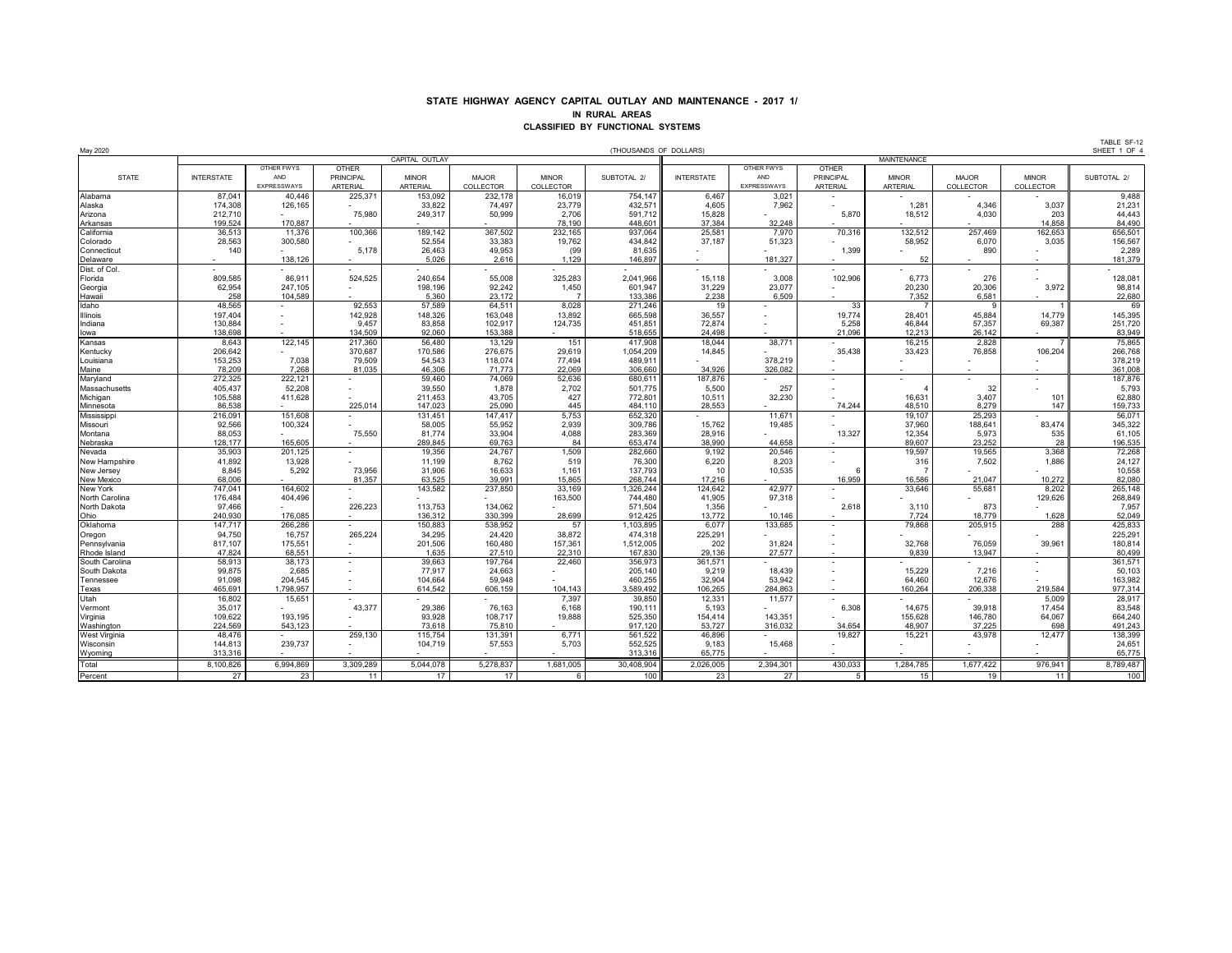# STATE HIGHWAY AGENCY CAPITAL OUTLAY AND MAINTENANCE - 2017 1/

## IN RURAL AREAS

## CLASSIFIED BY FUNCTIONAL SYSTEMS

May 2020

(THOUSANDS OF DOLLARS)

TABLE SF-12
SHEET 1 OF 4

| STATE | CAPITAL OUTLAY | | | | | | | MAINTENANCE | | | | | | |
|---|---|---|---|---|---|---|---|---|---|---|---|---|---|---|
| | INTERSTATE | OTHER FWYS AND EXPRESSWAYS | OTHER PRINCIPAL ARTERIAL | MINOR ARTERIAL | MAJOR COLLECTOR | MINOR COLLECTOR | SUBTOTAL 2/ | INTERSTATE | OTHER FWYS AND EXPRESSWAYS | OTHER PRINCIPAL ARTERIAL | MINOR ARTERIAL | MAJOR COLLECTOR | MINOR COLLECTOR | SUBTOTAL 2/ |
| Alabama | 87,041 | 40,446 | 225,371 | 153,092 | 232,178 | 16,019 | 754,147 | 6,467 | 3,021 | - | - | - | - | 9,488 |
| Alaska | 174,308 | 126,165 | - | 33,822 | 74,497 | 23,779 | 432,571 | 4,605 | 7,962 | - | 1,281 | 4,346 | 3,037 | 21,231 |
| Arizona | 212,710 | - | 75,980 | 249,317 | 50,999 | 2,706 | 591,712 | 15,828 | - | 5,870 | 18,512 | 4,030 | 203 | 44,443 |
| Arkansas | 199,524 | 170,887 | - | - | - | 78,190 | 448,601 | 37,384 | 32,248 | - | - | - | 14,858 | 84,490 |
| California | 36,513 | 11,376 | 100,366 | 189,142 | 367,502 | 232,165 | 937,064 | 25,581 | 7,970 | 70,316 | 132,512 | 257,469 | 162,653 | 656,501 |
| Colorado | 28,563 | 300,580 | - | 52,554 | 33,383 | 19,762 | 434,842 | 37,187 | 51,323 | - | 58,952 | 6,070 | 3,035 | 156,567 |
| Connecticut | 140 | - | 5,178 | 26,463 | 49,953 | (99 | 81,635 | - | - | 1,399 | - | 890 | - | 2,289 |
| Delaware | - | 138,126 | - | 5,026 | 2,616 | 1,129 | 146,897 | - | 181,327 | - | 52 | - | - | 181,379 |
| Dist. of Col. | - | - | - | - | - | - | - | - | - | - | - | - | - | - |
| Florida | 809,585 | 86,911 | 524,525 | 240,654 | 55,008 | 325,283 | 2,041,966 | 15,118 | 3,008 | 102,906 | 6,773 | 276 | - | 128,081 |
| Georgia | 62,954 | 247,105 | - | 198,196 | 92,242 | 1,450 | 601,947 | 31,229 | 23,077 | - | 20,230 | 20,306 | 3,972 | 98,814 |
| Hawaii | 258 | 104,589 | - | 5,360 | 23,172 | 7 | 133,386 | 2,238 | 6,509 | - | 7,352 | 6,581 | - | 22,680 |
| Idaho | 48,565 | - | 92,553 | 57,589 | 64,511 | 8,028 | 271,246 | 19 | - | 33 | 7 | 9 | 1 | 69 |
| Illinois | 197,404 | - | 142,928 | 148,326 | 163,048 | 13,892 | 665,598 | 36,557 | - | 19,774 | 28,401 | 45,884 | 14,779 | 145,395 |
| Indiana | 130,884 | - | 9,457 | 83,858 | 102,917 | 124,735 | 451,851 | 72,874 | - | 5,258 | 46,844 | 57,357 | 69,387 | 251,720 |
| Iowa | 138,698 | - | 134,509 | 92,060 | 153,388 | - | 518,655 | 24,498 | - | 21,096 | 12,213 | 26,142 | - | 83,949 |
| Kansas | 8,643 | 122,145 | 217,360 | 56,480 | 13,129 | 151 | 417,908 | 18,044 | 38,771 | - | 16,215 | 2,828 | 7 | 75,865 |
| Kentucky | 206,642 | - | 370,687 | 170,586 | 276,675 | 29,619 | 1,054,209 | 14,845 | - | 35,438 | 33,423 | 76,858 | 106,204 | 266,768 |
| Louisiana | 153,253 | 7,038 | 79,509 | 54,543 | 118,074 | 77,494 | 489,911 | - | 378,219 | - | - | - | - | 378,219 |
| Maine | 78,209 | 7,268 | 81,035 | 46,306 | 71,773 | 22,069 | 306,660 | 34,926 | 326,082 | - | - | - | - | 361,008 |
| Maryland | 272,325 | 222,121 | - | 59,460 | 74,069 | 52,636 | 680,611 | 187,876 | - | - | - | - | - | 187,876 |
| Massachusetts | 405,437 | 52,208 | - | 39,550 | 1,878 | 2,702 | 501,775 | 5,500 | 257 | - | 4 | 32 | - | 5,793 |
| Michigan | 105,588 | 411,628 | - | 211,453 | 43,705 | 427 | 772,801 | 10,511 | 32,230 | - | 16,631 | 3,407 | 101 | 62,880 |
| Minnesota | 86,538 | - | 225,014 | 147,023 | 25,090 | 445 | 484,110 | 28,553 | - | 74,244 | 48,510 | 8,279 | 147 | 159,733 |
| Mississippi | 216,091 | 151,608 | - | 131,451 | 147,417 | 5,753 | 652,320 | - | 11,671 | - | 19,107 | 25,293 | - | 56,071 |
| Missouri | 92,566 | 100,324 | - | 58,005 | 55,952 | 2,939 | 309,786 | 15,762 | 19,485 | - | 37,960 | 188,641 | 83,474 | 345,322 |
| Montana | 88,053 | - | 75,550 | 81,774 | 33,904 | 4,088 | 283,369 | 28,916 | - | 13,327 | 12,354 | 5,973 | 535 | 61,105 |
| Nebraska | 128,177 | 165,605 | - | 289,845 | 69,763 | 84 | 653,474 | 38,990 | 44,658 | - | 89,607 | 23,252 | 28 | 196,535 |
| Nevada | 35,903 | 201,125 | - | 19,356 | 24,767 | 1,509 | 282,660 | 9,192 | 20,546 | - | 19,597 | 19,565 | 3,368 | 72,268 |
| New Hampshire | 41,892 | 13,928 | - | 11,199 | 8,762 | 519 | 76,300 | 6,220 | 8,203 | - | 316 | 7,502 | 1,886 | 24,127 |
| New Jersey | 8,845 | 5,292 | 73,956 | 31,906 | 16,633 | 1,161 | 137,793 | 10 | 10,535 | 6 | 7 | - | - | 10,558 |
| New Mexico | 68,006 | - | 81,357 | 63,525 | 39,991 | 15,865 | 268,744 | 17,216 | - | 16,959 | 16,586 | 21,047 | 10,272 | 82,080 |
| New York | 747,041 | 164,602 | - | 143,582 | 237,850 | 33,169 | 1,326,244 | 124,642 | 42,977 | - | 33,646 | 55,681 | 8,202 | 265,148 |
| North Carolina | 176,484 | 404,496 | - | - | - | 163,500 | 744,480 | 41,905 | 97,318 | - | - | - | 129,626 | 268,849 |
| North Dakota | 97,466 | - | 226,223 | 113,753 | 134,062 | - | 571,504 | 1,356 | - | 2,618 | 3,110 | 873 | - | 7,957 |
| Ohio | 240,930 | 176,085 | - | 136,312 | 330,399 | 28,699 | 912,425 | 13,772 | 10,146 | - | 7,724 | 18,779 | 1,628 | 52,049 |
| Oklahoma | 147,717 | 266,286 | - | 150,883 | 538,952 | 57 | 1,103,895 | 6,077 | 133,685 | - | 79,868 | 205,915 | 288 | 425,833 |
| Oregon | 94,750 | 16,757 | 265,224 | 34,295 | 24,420 | 38,872 | 474,318 | 225,291 | - | - | - | - | - | 225,291 |
| Pennsylvania | 817,107 | 175,551 | - | 201,506 | 160,480 | 157,361 | 1,512,005 | 202 | 31,824 | - | 32,768 | 76,059 | 39,961 | 180,814 |
| Rhode Island | 47,824 | 68,551 | - | 1,635 | 27,510 | 22,310 | 167,830 | 29,136 | 27,577 | - | 9,839 | 13,947 | - | 80,499 |
| South Carolina | 58,913 | 38,173 | - | 39,663 | 197,764 | 22,460 | 356,973 | 361,571 | - | - | - | - | - | 361,571 |
| South Dakota | 99,875 | 2,685 | - | 77,917 | 24,663 | - | 205,140 | 9,219 | 18,439 | - | 15,229 | 7,216 | - | 50,103 |
| Tennessee | 91,098 | 204,545 | - | 104,664 | 59,948 | - | 460,255 | 32,904 | 53,942 | - | 64,460 | 12,676 | - | 163,982 |
| Texas | 465,691 | 1,798,957 | - | 614,542 | 606,159 | 104,143 | 3,589,492 | 106,265 | 284,863 | - | 160,264 | 206,338 | 219,584 | 977,314 |
| Utah | 16,802 | 15,651 | - | - | - | 7,397 | 39,850 | 12,331 | 11,577 | - | - | - | 5,009 | 28,917 |
| Vermont | 35,017 | - | 43,377 | 29,386 | 76,163 | 6,168 | 190,111 | 5,193 | - | 6,308 | 14,675 | 39,918 | 17,454 | 83,548 |
| Virginia | 109,622 | 193,195 | - | 93,928 | 108,717 | 19,888 | 525,350 | 154,414 | 143,351 | - | 155,628 | 146,780 | 64,067 | 664,240 |
| Washington | 224,569 | 543,123 | - | 73,618 | 75,810 | - | 917,120 | 53,727 | 316,032 | 34,654 | 48,907 | 37,225 | 698 | 491,243 |
| West Virginia | 48,476 | - | 259,130 | 115,754 | 131,391 | 6,771 | 561,522 | 46,896 | - | 19,827 | 15,221 | 43,978 | 12,477 | 138,399 |
| Wisconsin | 144,813 | 239,737 | - | 104,719 | 57,553 | 5,703 | 552,525 | 9,183 | 15,468 | - | - | - | - | 24,651 |
| Wyoming | 313,316 | - | - | - | - | - | 313,316 | 65,775 | - | - | - | - | - | 65,775 |
| Total | 8,100,826 | 6,994,869 | 3,309,289 | 5,044,078 | 5,278,837 | 1,681,005 | 30,408,904 | 2,026,005 | 2,394,301 | 430,033 | 1,284,785 | 1,677,422 | 976,941 | 8,789,487 |
| Percent | 27 | 23 | 11 | 17 | 17 | 6 | 100 | 23 | 27 | 5 | 15 | 19 | 11 | 100 |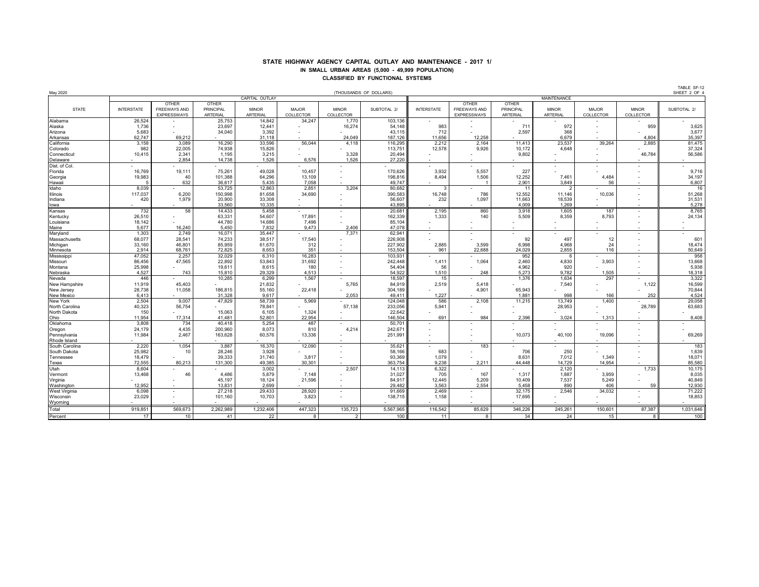# STATE HIGHWAY AGENCY CAPITAL OUTLAY AND MAINTENANCE - 2017 1/

## IN SMALL URBAN AREAS (5,000 - 49,999 POPULATION)

### CLASSIFIED BY FUNCTIONAL SYSTEMS

May 2020

(THOUSANDS OF DOLLARS)

TABLE SF-12
SHEET 2 OF 4

| STATE | CAPITAL OUTLAY | | | | | | | MAINTENANCE | | | | | | |
|---|---|---|---|---|---|---|---|---|---|---|---|---|---|---|
| | INTERSTATE | OTHER FREEWAYS AND EXPRESSWAYS | OTHER PRINCIPAL ARTERIAL | MINOR ARTERIAL | MAJOR COLLECTOR | MINOR COLLECTOR | SUBTOTAL 2/ | INTERSTATE | OTHER FREEWAYS AND EXPRESSWAYS | OTHER PRINCIPAL ARTERIAL | MINOR ARTERIAL | MAJOR COLLECTOR | MINOR COLLECTOR | SUBTOTAL 2/ |
| Alabama | 26,524 | - | 25,753 | 14,842 | 34,247 | 1,770 | 103,136 | - | - | - | - | - | - | - |
| Alaska | 1,736 | - | 23,697 | 12,441 | - | 16,274 | 54,148 | 983 | - | 711 | 972 | - | 959 | 3,625 |
| Arizona | 5,683 | - | 34,040 | 3,392 | - | - | 43,115 | 712 | - | 2,597 | 368 | - | - | 3,677 |
| Arkansas | 62,747 | 69,212 | - | 31,118 | - | 24,049 | 187,126 | 11,656 | 12,258 | - | 6,679 | - | 4,804 | 35,397 |
| California | 3,158 | 3,089 | 16,290 | 33,596 | 56,044 | 4,118 | 116,295 | 2,212 | 2,164 | 11,413 | 23,537 | 39,264 | 2,885 | 81,475 |
| Colorado | 982 | 22,005 | 74,938 | 15,826 | - | - | 113,751 | 12,578 | 9,926 | 10,172 | 4,648 | - | - | 37,324 |
| Connecticut | 10,415 | 2,341 | 1,195 | 3,215 | - | 3,328 | 20,494 | - | - | 9,802 | - | - | 46,784 | 56,586 |
| Delaware | - | 2,854 | 14,738 | 1,526 | 6,576 | 1,526 | 27,220 | - | - | - | - | - | - | - |
| Dist. of Col. | - | - | - | - | - | - | - | - | - | - | - | - | - | - |
| Florida | 16,769 | 19,111 | 75,261 | 49,028 | 10,457 | - | 170,626 | 3,932 | 5,557 | 227 | - | - | - | 9,716 |
| Georgia | 19,983 | 40 | 101,388 | 64,296 | 13,109 | - | 198,816 | 8,494 | 1,506 | 12,252 | 7,461 | 4,484 | - | 34,197 |
| Hawaii | 5 | 632 | 36,617 | 5,435 | 7,058 | - | 49,747 | - | 1 | 2,901 | 3,849 | 56 | - | 6,807 |
| Idaho | 8,039 | - | 53,725 | 12,863 | 2,851 | 3,204 | 80,682 | 3 | - | 11 | 2 | - | - | 16 |
| Illinois | 117,037 | 6,200 | 150,998 | 81,658 | 34,690 | - | 390,583 | 16,748 | 786 | 12,552 | 11,146 | 10,036 | - | 51,268 |
| Indiana | 420 | 1,979 | 20,900 | 33,308 | - | - | 56,607 | 232 | 1,097 | 11,663 | 18,539 | - | - | 31,531 |
| Iowa | - | - | 33,560 | 10,335 | - | - | 43,895 | - | - | 4,009 | 1,269 | - | - | 5,278 |
| Kansas | 732 | 58 | 14,433 | 5,458 | - | - | 20,681 | 2,195 | 860 | 3,918 | 1,605 | 187 | - | 8,765 |
| Kentucky | 26,510 | - | 63,331 | 54,607 | 17,891 | - | 162,339 | 1,333 | 140 | 5,509 | 8,359 | 8,793 | - | 24,134 |
| Louisiana | 18,142 | - | 44,780 | 14,686 | 7,496 | - | 85,104 | - | - | - | - | - | - | - |
| Maine | 5,677 | 16,240 | 5,450 | 7,832 | 9,473 | 2,406 | 47,078 | - | - | - | - | - | - | - |
| Maryland | 1,303 | 2,749 | 16,071 | 35,447 | - | 7,371 | 62,941 | - | - | - | - | - | - | - |
| Massachusetts | 68,077 | 28,541 | 74,233 | 38,517 | 17,540 | - | 226,908 | - | - | 92 | 497 | 12 | - | 601 |
| Michigan | 33,160 | 46,801 | 85,959 | 61,670 | 312 | - | 227,902 | 2,885 | 3,599 | 6,998 | 4,968 | 24 | - | 18,474 |
| Minnesota | 2,914 | 68,761 | 72,825 | 8,653 | 351 | - | 153,504 | 961 | 22,688 | 24,029 | 2,855 | 116 | - | 50,649 |
| Mississippi | 47,052 | 2,257 | 32,029 | 6,310 | 16,283 | - | 103,931 | - | - | 952 | 6 | - | - | 958 |
| Missouri | 86,456 | 47,565 | 22,892 | 53,843 | 31,692 | - | 242,448 | 1,411 | 1,064 | 2,460 | 4,830 | 3,903 | - | 13,668 |
| Montana | 25,998 | - | 19,611 | 8,615 | 180 | - | 54,404 | 56 | - | 4,962 | 920 | - | - | 5,938 |
| Nebraska | 4,527 | 743 | 15,810 | 29,329 | 4,513 | - | 54,922 | 1,510 | 248 | 5,273 | 9,782 | 1,505 | - | 18,318 |
| Nevada | 446 | - | 10,285 | 6,299 | 1,567 | - | 18,597 | 15 | - | 1,376 | 1,634 | 297 | - | 3,322 |
| New Hampshire | 11,919 | 45,403 | - | 21,832 | - | 5,765 | 84,919 | 2,519 | 5,418 | - | 7,540 | - | 1,122 | 16,599 |
| New Jersey | 28,738 | 11,058 | 186,815 | 55,160 | 22,418 | - | 304,189 | - | 4,901 | 65,943 | - | - | - | 70,844 |
| New Mexico | 6,413 | - | 31,328 | 9,617 | - | 2,053 | 49,411 | 1,227 | - | 1,881 | 998 | 166 | 252 | 4,524 |
| New York | 2,504 | 9,007 | 47,829 | 58,739 | 5,969 | - | 124,048 | 586 | 2,108 | 11,215 | 13,749 | 1,400 | - | 29,058 |
| North Carolina | 40,323 | 56,754 | - | 78,841 | - | 57,138 | 233,056 | 5,941 | - | - | 28,953 | - | 28,789 | 63,683 |
| North Dakota | 150 | - | 15,063 | 6,105 | 1,324 | - | 22,642 | - | - | - | - | - | - | - |
| Ohio | 11,954 | 17,314 | 41,481 | 52,801 | 22,954 | - | 146,504 | 691 | 984 | 2,396 | 3,024 | 1,313 | - | 8,408 |
| Oklahoma | 3,808 | 734 | 40,418 | 5,254 | 487 | - | 50,701 | - | - | - | - | - | - | - |
| Oregon | 24,179 | 4,435 | 200,960 | 8,073 | 810 | 4,214 | 242,671 | - | - | - | - | - | - | - |
| Pennsylvania | 11,984 | 2,467 | 163,628 | 60,576 | 13,336 | - | 251,991 | - | - | 10,073 | 40,100 | 19,096 | - | 69,269 |
| Rhode Island | - | - | - | - | - | - | - | - | - | - | - | - | - | - |
| South Carolina | 2,220 | 1,054 | 3,887 | 16,370 | 12,090 | - | 35,621 | - | 183 | - | - | - | - | 183 |
| South Dakota | 25,982 | 10 | 28,246 | 3,928 | - | - | 58,166 | 683 | - | 706 | 250 | - | - | 1,639 |
| Tennessee | 18,479 | - | 39,333 | 31,740 | 3,817 | - | 93,369 | 1,079 | - | 8,631 | 7,012 | 1,349 | - | 18,071 |
| Texas | 72,555 | 80,213 | 131,300 | 49,385 | 30,301 | - | 363,754 | 9,238 | 2,211 | 44,448 | 14,729 | 14,954 | - | 85,580 |
| Utah | 8,604 | - | - | 3,002 | - | 2,507 | 14,113 | 6,322 | - | - | 2,120 | - | 1,733 | 10,175 |
| Vermont | 13,468 | 46 | 4,486 | 5,879 | 7,148 | - | 31,027 | 705 | 167 | 1,317 | 1,887 | 3,959 | - | 8,035 |
| Virginia | - | - | 45,197 | 18,124 | 21,596 | - | 84,917 | 12,445 | 5,209 | 10,409 | 7,537 | 5,249 | - | 40,849 |
| Washington | 12,952 | - | 13,831 | 2,699 | - | - | 29,482 | 3,563 | 2,554 | 5,458 | 890 | 406 | 59 | 12,930 |
| West Virginia | 6,098 | - | 27,218 | 29,433 | 28,920 | - | 91,669 | 2,469 | - | 32,175 | 2,546 | 34,032 | - | 71,222 |
| Wisconsin | 23,029 | - | 101,160 | 10,703 | 3,823 | - | 138,715 | 1,158 | - | 17,695 | - | - | - | 18,853 |
| Wyoming | - | - | - | - | - | - | - | - | - | - | - | - | - | - |
| Total | 919,851 | 569,673 | 2,262,989 | 1,232,406 | 447,323 | 135,723 | 5,567,965 | 116,542 | 85,629 | 346,226 | 245,261 | 150,601 | 87,387 | 1,031,646 |
| Percent | 17 | 10 | 41 | 22 | 8 | 2 | 100 | 11 | 8 | 34 | 24 | 15 | 8 | 100 |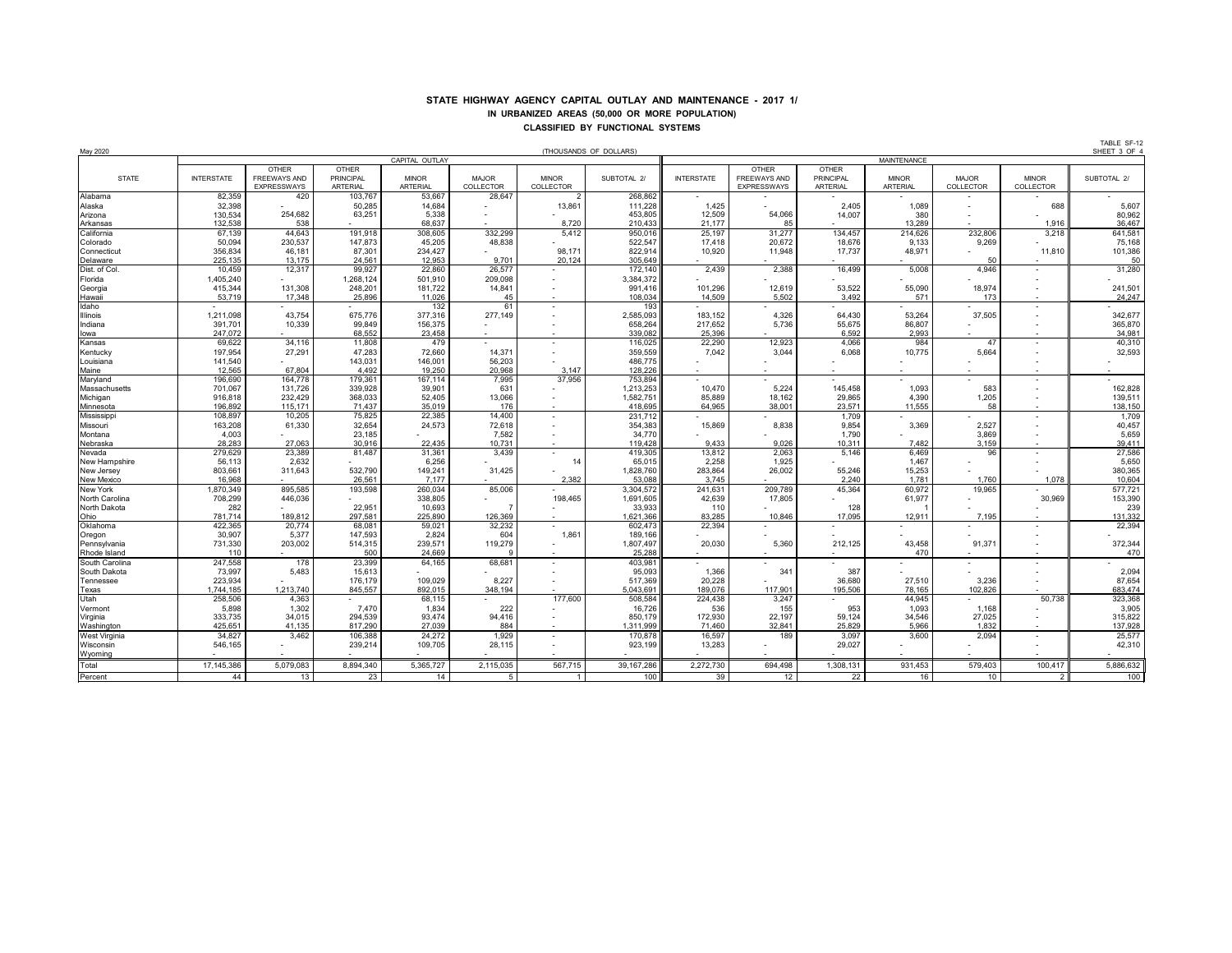# STATE HIGHWAY AGENCY CAPITAL OUTLAY AND MAINTENANCE - 2017 1/

## IN URBANIZED AREAS (50,000 OR MORE POPULATION)

### CLASSIFIED BY FUNCTIONAL SYSTEMS

May 2020

(THOUSANDS OF DOLLARS)

TABLE SF-12
SHEET 3 OF 4

| STATE | CAPITAL OUTLAY | | | | | | | MAINTENANCE | | | | | | |
|---|---|---|---|---|---|---|---|---|---|---|---|---|---|---|
| | INTERSTATE | OTHER FREEWAYS AND EXPRESSWAYS | OTHER PRINCIPAL ARTERIAL | MINOR ARTERIAL | MAJOR COLLECTOR | MINOR COLLECTOR | SUBTOTAL 2/ | INTERSTATE | OTHER FREEWAYS AND EXPRESSWAYS | OTHER PRINCIPAL ARTERIAL | MINOR ARTERIAL | MAJOR COLLECTOR | MINOR COLLECTOR | SUBTOTAL 2/ |
| Alabama | 82,359 | 420 | 103,767 | 53,667 | 28,647 | 2 | 268,862 | - | - | - | - | - | - | - |
| Alaska | 32,398 | - | 50,285 | 14,684 | - | 13,861 | 111,228 | 1,425 | - | 2,405 | 1,089 | - | 688 | 5,607 |
| Arizona | 130,534 | 254,682 | 63,251 | 5,338 | - | - | 453,805 | 12,509 | 54,066 | 14,007 | 380 | - | - | 80,962 |
| Arkansas | 132,538 | 538 | - | 68,637 | - | 8,720 | 210,433 | 21,177 | 85 | - | 13,289 | - | 1,916 | 36,467 |
| California | 67,139 | 44,643 | 191,918 | 308,605 | 332,299 | 5,412 | 950,016 | 25,197 | 31,277 | 134,457 | 214,626 | 232,806 | 3,218 | 641,581 |
| Colorado | 50,094 | 230,537 | 147,873 | 45,205 | 48,838 | - | 522,547 | 17,418 | 20,672 | 18,676 | 9,133 | 9,269 | - | 75,168 |
| Connecticut | 356,834 | 46,181 | 87,301 | 234,427 | - | 98,171 | 822,914 | 10,920 | 11,948 | 17,737 | 48,971 | - | 11,810 | 101,386 |
| Delaware | 225,135 | 13,175 | 24,561 | 12,953 | 9,701 | 20,124 | 305,649 | - | - | - | - | 50 | - | 50 |
| Dist. of Col. | 10,459 | 12,317 | 99,927 | 22,860 | 26,577 | - | 172,140 | 2,439 | 2,388 | 16,499 | 5,008 | 4,946 | - | 31,280 |
| Florida | 1,405,240 | - | 1,268,124 | 501,910 | 209,098 | - | 3,384,372 | - | - | - | - | - | - | - |
| Georgia | 415,344 | 131,308 | 248,201 | 181,722 | 14,841 | - | 991,416 | 101,296 | 12,619 | 53,522 | 55,090 | 18,974 | - | 241,501 |
| Hawaii | 53,719 | 17,348 | 25,896 | 11,026 | 45 | - | 108,034 | 14,509 | 5,502 | 3,492 | 571 | 173 | - | 24,247 |
| Idaho | - | - | - | 132 | 61 | - | 193 | - | - | - | - | - | - | - |
| Illinois | 1,211,098 | 43,754 | 675,776 | 377,316 | 277,149 | - | 2,585,093 | 183,152 | 4,326 | 64,430 | 53,264 | 37,505 | - | 342,677 |
| Indiana | 391,701 | 10,339 | 99,849 | 156,375 | - | - | 658,264 | 217,652 | 5,736 | 55,675 | 86,807 | - | - | 365,870 |
| Iowa | 247,072 | - | 68,552 | 23,458 | - | - | 339,082 | 25,396 | - | 6,592 | 2,993 | - | - | 34,981 |
| Kansas | 69,622 | 34,116 | 11,808 | 479 | - | - | 116,025 | 22,290 | 12,923 | 4,066 | 984 | 47 | - | 40,310 |
| Kentucky | 197,954 | 27,291 | 47,283 | 72,660 | 14,371 | - | 359,559 | 7,042 | 3,044 | 6,068 | 10,775 | 5,664 | - | 32,593 |
| Louisiana | 141,540 | - | 143,031 | 146,001 | 56,203 | - | 486,775 | - | - | - | - | - | - | - |
| Maine | 12,565 | 67,804 | 4,492 | 19,250 | 20,968 | 3,147 | 128,226 | - | - | - | - | - | - | - |
| Maryland | 196,690 | 164,778 | 179,361 | 167,114 | 7,995 | 37,956 | 753,894 | - | - | - | - | - | - | - |
| Massachusetts | 701,067 | 131,726 | 339,928 | 39,901 | 631 | - | 1,213,253 | 10,470 | 5,224 | 145,458 | 1,093 | 583 | - | 162,828 |
| Michigan | 916,818 | 232,429 | 368,033 | 52,405 | 13,066 | - | 1,582,751 | 85,889 | 18,162 | 29,865 | 4,390 | 1,205 | - | 139,511 |
| Minnesota | 196,892 | 115,171 | 71,437 | 35,019 | 176 | - | 418,695 | 64,965 | 38,001 | 23,571 | 11,555 | 58 | - | 138,150 |
| Mississippi | 108,897 | 10,205 | 75,825 | 22,385 | 14,400 | - | 231,712 | - | - | 1,709 | - | - | - | 1,709 |
| Missouri | 163,208 | 61,330 | 32,654 | 24,573 | 72,618 | - | 354,383 | 15,869 | 8,838 | 9,854 | 3,369 | 2,527 | - | 40,457 |
| Montana | 4,003 | - | 23,185 | - | 7,582 | - | 34,770 | - | - | 1,790 | - | 3,869 | - | 5,659 |
| Nebraska | 28,283 | 27,063 | 30,916 | 22,435 | 10,731 | - | 119,428 | 9,433 | 9,026 | 10,311 | 7,482 | 3,159 | - | 39,411 |
| Nevada | 279,629 | 23,389 | 81,487 | 31,361 | 3,439 | - | 419,305 | 13,812 | 2,063 | 5,146 | 6,469 | 96 | - | 27,586 |
| New Hampshire | 56,113 | 2,632 | - | 6,256 | - | 14 | 65,015 | 2,258 | 1,925 | - | 1,467 | - | - | 5,650 |
| New Jersey | 803,661 | 311,643 | 532,790 | 149,241 | 31,425 | - | 1,828,760 | 283,864 | 26,002 | 55,246 | 15,253 | - | - | 380,365 |
| New Mexico | 16,968 | - | 26,561 | 7,177 | - | 2,382 | 53,088 | 3,745 | - | 2,240 | 1,781 | 1,760 | 1,078 | 10,604 |
| New York | 1,870,349 | 895,585 | 193,598 | 260,034 | 85,006 | - | 3,304,572 | 241,631 | 209,789 | 45,364 | 60,972 | 19,965 | - | 577,721 |
| North Carolina | 708,299 | 446,036 | - | 338,805 | - | 198,465 | 1,691,605 | 42,639 | 17,805 | - | 61,977 | - | 30,969 | 153,390 |
| North Dakota | 282 | - | 22,951 | 10,693 | 7 | - | 33,933 | 110 | - | 128 | 1 | - | - | 239 |
| Ohio | 781,714 | 189,812 | 297,581 | 225,890 | 126,369 | - | 1,621,366 | 83,285 | 10,846 | 17,095 | 12,911 | 7,195 | - | 131,332 |
| Oklahoma | 422,365 | 20,774 | 68,081 | 59,021 | 32,232 | - | 602,473 | 22,394 | - | - | - | - | - | 22,394 |
| Oregon | 30,907 | 5,377 | 147,593 | 2,824 | 604 | 1,861 | 189,166 | - | - | - | - | - | - | - |
| Pennsylvania | 731,330 | 203,002 | 514,315 | 239,571 | 119,279 | - | 1,807,497 | 20,030 | 5,360 | 212,125 | 43,458 | 91,371 | - | 372,344 |
| Rhode Island | 110 | - | 500 | 24,669 | 9 | - | 25,288 | - | - | - | 470 | - | - | 470 |
| South Carolina | 247,558 | 178 | 23,399 | 64,165 | 68,681 | - | 403,981 | - | - | - | - | - | - | - |
| South Dakota | 73,997 | 5,483 | 15,613 | - | - | - | 95,093 | 1,366 | 341 | 387 | - | - | - | 2,094 |
| Tennessee | 223,934 | - | 176,179 | 109,029 | 8,227 | - | 517,369 | 20,228 | - | 36,680 | 27,510 | 3,236 | - | 87,654 |
| Texas | 1,744,185 | 1,213,740 | 845,557 | 892,015 | 348,194 | - | 5,043,691 | 189,076 | 117,901 | 195,506 | 78,165 | 102,826 | - | 683,474 |
| Utah | 258,506 | 4,363 | - | 68,115 | - | 177,600 | 508,584 | 224,438 | 3,247 | - | 44,945 | - | 50,738 | 323,368 |
| Vermont | 5,898 | 1,302 | 7,470 | 1,834 | 222 | - | 16,726 | 536 | 155 | 953 | 1,093 | 1,168 | - | 3,905 |
| Virginia | 333,735 | 34,015 | 294,539 | 93,474 | 94,416 | - | 850,179 | 172,930 | 22,197 | 59,124 | 34,546 | 27,025 | - | 315,822 |
| Washington | 425,651 | 41,135 | 817,290 | 27,039 | 884 | - | 1,311,999 | 71,460 | 32,841 | 25,829 | 5,966 | 1,832 | - | 137,928 |
| West Virginia | 34,827 | 3,462 | 106,388 | 24,272 | 1,929 | - | 170,878 | 16,597 | 189 | 3,097 | 3,600 | 2,094 | - | 25,577 |
| Wisconsin | 546,165 | - | 239,214 | 109,705 | 28,115 | - | 923,199 | 13,283 | - | 29,027 | - | - | - | 42,310 |
| Wyoming | - | - | - | - | - | - | - | - | - | - | - | - | - | - |
| Total | 17,145,386 | 5,079,083 | 8,894,340 | 5,365,727 | 2,115,035 | 567,715 | 39,167,286 | 2,272,730 | 694,498 | 1,308,131 | 931,453 | 579,403 | 100,417 | 5,886,632 |
| Percent | 44 | 13 | 23 | 14 | 5 | 1 | 100 | 39 | 12 | 22 | 16 | 10 | 2 | 100 |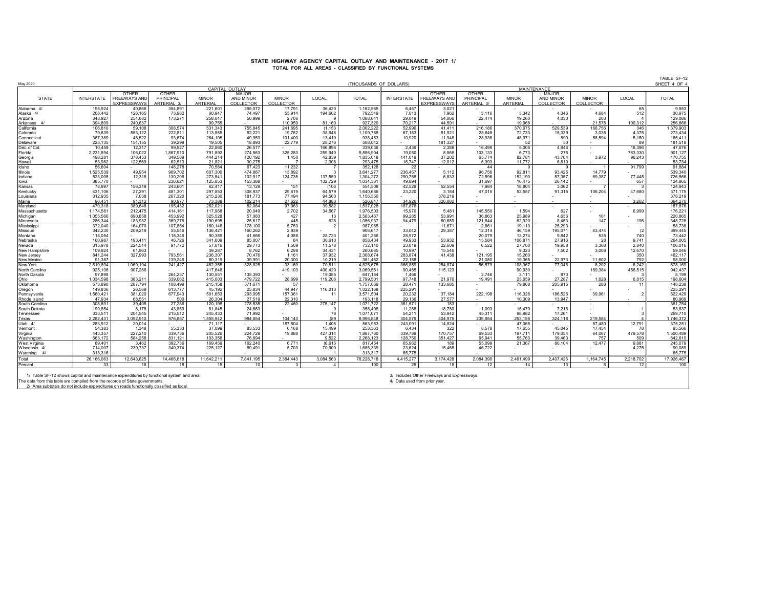# STATE HIGHWAY AGENCY CAPITAL OUTLAY AND MAINTENANCE - 2017 1/

## TOTAL FOR ALL AREAS - CLASSIFIED BY FUNCTIONAL SYSTEMS

TABLE SF-12

SHEET 4 OF 4

May 2020

(THOUSANDS OF DOLLARS)

| STATE | CAPITAL OUTLAY | | | | | | | | MAINTENANCE | | | | | | | |
|---|---|---|---|---|---|---|---|---|---|---|---|---|---|---|---|---|
| | INTERSTATE | OTHER FREEWAYS AND EXPRESSWAYS | OTHER PRINCIPAL ARTERIAL 3/ | MINOR ARTERIAL | MAJOR AND MINOR COLLECTOR | MINOR COLLECTOR | LOCAL | TOTAL | INTERSTATE | OTHER FREEWAYS AND EXPRESSWAYS | OTHER PRINCIPAL ARTERIAL 3/ | MINOR ARTERIAL | MAJOR AND MINOR COLLECTOR | MINOR COLLECTOR | LOCAL | TOTAL |
| Alabama 4/ | 195,924 | 40,866 | 354,891 | 221,601 | 295,072 | 17,791 | 36,420 | 1,162,565 | 6,467 | 3,021 | - | - | - | - | 65 | 9,553 |
| Alaska 4/ | 208,442 | 126,165 | 73,982 | 60,947 | 74,497 | 53,914 | 194,602 | 792,549 | 7,013 | 7,962 | 3,116 | 3,342 | 4,346 | 4,684 | 512 | 30,975 |
| Arizona | 348,927 | 254,682 | 173,271 | 258,047 | 50,999 | 2,706 | 9 | 1,088,641 | 29,049 | 54,066 | 22,474 | 19,260 | 4,030 | 203 | 4 | 129,086 |
| Arkansas 4/ | 394,809 | 240,637 | - | 99,755 | - | 110,959 | 81,160 | 927,320 | 70,217 | 44,591 | - | 19,968 | - | 21,578 | 100,312 | 256,666 |
| California | 106,810 | 59,108 | 308,574 | 531,343 | 755,845 | 241,695 | (1,153 | 2,002,222 | 52,990 | 41,411 | 216,186 | 370,675 | 529,539 | 168,756 | 346 | 1,379,903 |
| Colorado | 79,639 | 553,122 | 222,811 | 113,585 | 82,221 | 19,762 | 38,648 | 1,109,788 | 67,183 | 81,921 | 28,848 | 72,733 | 15,339 | 3,035 | 4,375 | 273,434 |
| Connecticut | 367,389 | 48,522 | 93,674 | 264,105 | 49,953 | 101,400 | 13,410 | 938,453 | 10,920 | 11,948 | 28,938 | 48,971 | 890 | 58,594 | 5,150 | 165,411 |
| Delaware | 225,135 | 154,155 | 39,299 | 19,505 | 18,893 | 22,779 | 28,276 | 508,042 | - | 181,327 | - | 52 | 50 | - | 89 | 181,518 |
| Dist. of Col. | 10,459 | 12,317 | 99,927 | 22,860 | 26,577 | - | 166,896 | 339,036 | 2,439 | 2,388 | 16,499 | 5,008 | 4,946 | - | 16,396 | 47,676 |
| Florida | 2,231,594 | 106,022 | 1,867,910 | 791,592 | 274,563 | 325,283 | 259,940 | 5,856,904 | 19,050 | 8,565 | 103,133 | 6,773 | 276 | - | 763,330 | 901,127 |
| Georgia | 498,281 | 378,453 | 349,589 | 444,214 | 120,192 | 1,450 | 42,839 | 1,835,018 | 141,019 | 37,202 | 65,774 | 82,781 | 43,764 | 3,972 | 96,243 | 470,755 |
| Hawaii | 53,982 | 122,569 | 62,513 | 21,821 | 30,275 | 7 | 2,308 | 293,475 | 16,747 | 12,012 | 6,393 | 11,772 | 6,810 | - | - | 53,734 |
| Idaho | 56,604 | - | 146,278 | 70,584 | 67,423 | 11,232 | 7 | 352,128 | 22 | - | 44 | 9 | 9 | 1 | 91,799 | 91,884 |
| Illinois | 1,525,539 | 49,954 | 969,702 | 607,300 | 474,887 | 13,892 | 3 | 3,641,277 | 236,457 | 5,112 | 96,756 | 92,811 | 93,425 | 14,779 | - | 539,340 |
| Indiana | 523,005 | 12,318 | 130,206 | 273,541 | 102,917 | 124,735 | 137,550 | 1,304,272 | 290,758 | 6,833 | 72,596 | 152,190 | 57,357 | 69,387 | 77,445 | 726,566 |
| Iowa | 385,770 | - | 236,621 | 125,853 | 153,388 | - | 132,729 | 1,034,361 | 49,894 | - | 31,697 | 16,475 | 26,142 | - | 657 | 124,865 |
| Kansas | 78,997 | 156,319 | 243,601 | 62,417 | 13,129 | 151 | (106 | 554,508 | 42,529 | 52,554 | 7,984 | 18,804 | 3,062 | 7 | 3 | 124,943 |
| Kentucky | 431,106 | 27,291 | 481,301 | 297,853 | 308,937 | 29,619 | 64,579 | 1,640,686 | 23,220 | 3,184 | 47,015 | 52,557 | 91,315 | 106,204 | 47,680 | 371,175 |
| Louisiana | 312,935 | 7,038 | 267,320 | 215,230 | 181,773 | 77,494 | 94,560 | 1,156,350 | - | 378,219 | - | - | - | - | - | 378,219 |
| Maine | 96,451 | 91,312 | 90,977 | 73,388 | 102,214 | 27,622 | 44,883 | 526,847 | 34,926 | 326,082 | - | - | - | - | 3,262 | 364,270 |
| Maryland | 470,318 | 389,648 | 195,432 | 262,021 | 82,064 | 97,963 | 39,582 | 1,537,028 | 187,876 | - | - | - | - | - | - | 187,876 |
| Massachusetts | 1,174,581 | 212,475 | 414,161 | 117,968 | 20,049 | 2,702 | 34,567 | 1,976,503 | 15,970 | 5,481 | 145,550 | 1,594 | 627 | - | 6,999 | 176,221 |
| Michigan | 1,055,566 | 690,858 | 453,992 | 325,528 | 57,083 | 427 | 13 | 2,583,467 | 99,285 | 53,991 | 36,863 | 25,989 | 4,636 | 101 | - | 220,865 |
| Minnesota | 286,344 | 183,932 | 369,276 | 190,695 | 25,617 | 445 | 628 | 1,056,937 | 94,479 | 60,689 | 121,844 | 62,920 | 8,453 | 147 | 196 | 348,728 |
| Mississippi | 372,040 | 164,070 | 107,854 | 160,146 | 178,100 | 5,753 | 2 | 987,965 | - | 11,671 | 2,661 | 19,113 | 25,293 | - | - | 58,738 |
| Missouri | 342,230 | 209,219 | 55,546 | 136,421 | 160,262 | 2,939 | - | 906,617 | 33,042 | 29,387 | 12,314 | 46,159 | 195,071 | 83,474 | (2 | 399,445 |
| Montana | 118,054 | - | 118,346 | 90,389 | 41,666 | 4,088 | 28,723 | 401,266 | 28,972 | - | 20,079 | 13,274 | 9,842 | 535 | 740 | 73,442 |
| Nebraska | 160,987 | 193,411 | 46,726 | 341,609 | 85,007 | 84 | 30,610 | 858,434 | 49,933 | 53,932 | 15,584 | 106,871 | 27,916 | 28 | 9,741 | 264,005 |
| Nevada | 315,978 | 224,514 | 91,772 | 57,016 | 29,773 | 1,509 | 11,578 | 732,140 | 23,019 | 22,609 | 6,522 | 27,700 | 19,958 | 3,368 | 2,840 | 106,016 |
| New Hampshire | 109,924 | 61,963 | - | 39,287 | 8,762 | 6,298 | 34,431 | 260,665 | 10,997 | 15,546 | - | 9,323 | 7,502 | 3,008 | 12,670 | 59,046 |
| New Jersey | 841,244 | 327,993 | 793,561 | 236,307 | 70,476 | 1,161 | 37,932 | 2,308,674 | 283,874 | 41,438 | 121,195 | 15,260 | - | - | 350 | 462,117 |
| New Mexico | 91,387 | - | 139,246 | 80,319 | 39,991 | 20,300 | 10,219 | 381,462 | 22,188 | - | 21,080 | 19,365 | 22,973 | 11,602 | 792 | 98,000 |
| New York | 2,619,894 | 1,069,194 | 241,427 | 462,355 | 328,825 | 33,169 | 70,811 | 4,825,675 | 366,859 | 254,874 | 56,579 | 108,367 | 77,046 | 8,202 | 6,242 | 878,169 |
| North Carolina | 925,106 | 907,286 | - | 417,646 | - | 419,103 | 400,420 | 3,069,561 | 90,485 | 115,123 | - | 90,930 | - | 189,384 | 456,515 | 942,437 |
| North Dakota | 97,898 | - | 264,237 | 130,551 | 135,393 | - | 19,085 | 647,164 | 1,466 | - | 2,746 | 3,111 | 873 | - | 3 | 8,199 |
| Ohio | 1,034,598 | 383,211 | 339,062 | 415,003 | 479,722 | 28,699 | 119,206 | 2,799,501 | 97,748 | 21,976 | 19,491 | 23,659 | 27,287 | 1,628 | 6,815 | 198,604 |
| Oklahoma | 573,890 | 287,794 | 108,499 | 215,158 | 571,671 | 57 | - | 1,757,069 | 28,471 | 133,685 | - | 79,868 | 205,915 | 288 | 11 | 448,238 |
| Oregon | 149,836 | 26,569 | 613,777 | 45,192 | 25,834 | 44,947 | 116,013 | 1,022,168 | 225,291 | - | - | - | - | - | - | 225,291 |
| Pennsylvania | 1,560,421 | 381,020 | 677,943 | 501,653 | 293,095 | 157,361 | 11 | 3,571,504 | 20,232 | 37,184 | 222,198 | 116,326 | 186,526 | 39,961 | 2 | 622,429 |
| Rhode Island | 47,934 | 68,551 | 500 | 26,304 | 27,519 | 22,310 | - | 193,118 | 29,136 | 27,577 | - | 10,309 | 13,947 | - | - | 80,969 |
| South Carolina | 308,691 | 39,405 | 27,286 | 120,198 | 278,535 | 22,460 | 275,147 | 1,071,722 | 361,571 | 183 | - | - | - | - | - | 361,754 |
| South Dakota | 199,854 | 8,178 | 43,859 | 81,845 | 24,663 | - | 9 | 358,408 | 11,268 | 18,780 | 1,093 | 15,479 | 7,216 | - | 1 | 53,837 |
| Tennessee | 333,511 | 204,545 | 215,512 | 245,433 | 71,992 | - | 78 | 1,071,071 | 54,211 | 53,942 | 45,311 | 98,982 | 17,261 | - | 3 | 269,710 |
| Texas | 2,282,431 | 3,092,910 | 976,857 | 1,555,942 | 984,654 | 104,143 | (89 | 8,996,848 | 304,579 | 404,975 | 239,954 | 253,158 | 324,118 | 219,584 | 4 | 1,746,372 |
| Utah 4/ | 283,912 | 20,014 | - | 71,117 | - | 187,504 | 1,406 | 563,953 | 243,091 | 14,824 | - | 47,065 | - | 57,480 | 12,791 | 375,251 |
| Vermont | 54,383 | 1,348 | 55,333 | 37,099 | 83,533 | 6,168 | 15,499 | 253,363 | 6,434 | 322 | 8,578 | 17,655 | 45,045 | 17,454 | 78 | 95,566 |
| Virginia | 443,357 | 227,210 | 339,736 | 205,526 | 224,729 | 19,888 | 427,314 | 1,887,760 | 339,789 | 170,757 | 69,533 | 197,711 | 179,054 | 64,067 | 479,578 | 1,500,489 |
| Washington | 663,172 | 584,258 | 831,121 | 103,356 | 76,694 | - | 9,522 | 2,268,123 | 128,750 | 351,427 | 65,941 | 55,763 | 39,463 | 757 | 509 | 642,610 |
| West Virginia | 89,401 | 3,462 | 392,736 | 169,459 | 162,240 | 6,771 | (6,615 | 817,454 | 65,962 | 189 | 55,099 | 21,367 | 80,104 | 12,477 | 9,881 | 245,079 |
| Wisconsin 4/ | 714,007 | 239,737 | 340,374 | 225,127 | 89,491 | 5,703 | 70,900 | 1,685,339 | 23,624 | 15,468 | 46,722 | - | - | - | 4,275 | 90,089 |
| Wyoming 4/ | 313,316 | - | - | - | - | - | 1 | 313,317 | 65,775 | - | - | - | - | - | - | 65,775 |
| Total | 26,166,063 | 12,643,625 | 14,466,618 | 11,642,211 | 7,841,195 | 2,384,443 | 3,084,563 | 78,228,718 | 4,415,277 | 3,174,428 | 2,084,390 | 2,461,499 | 2,407,426 | 1,164,745 | 2,218,702 | 17,926,467 |
| Percent | 33 | 16 | 18 | 15 | 10 | 3 | 4 | 100 | 25 | 18 | 12 | 14 | 13 | 6 | 12 | 100 |

1/ Table SF-12 shows capital and maintenance expenditures by functional system and area.

The data from this table are compiled from the records of State governments.

2/ Area subtotals do not include expenditures on roads functionally classified as local.

3/ Includes Other Freeways and Expressways.

4/ Data used from prior year.